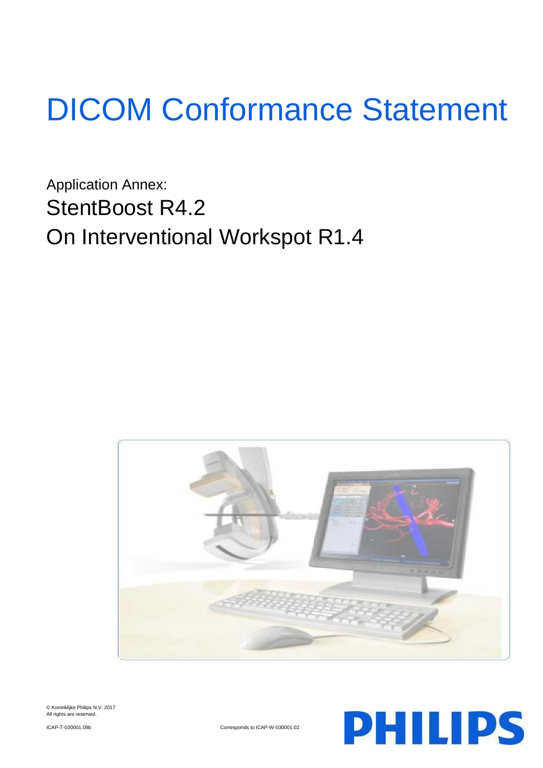# DICOM Conformance Statement

Application Annex:

StentBoost R4.2

On Interventional Workspot R1.4

© Koninklijke Philips N.V. 2017
All rights are reserved.

ICAP-T-030001.09b

Corresponds to ICAP-W-030001.02

PHILIPS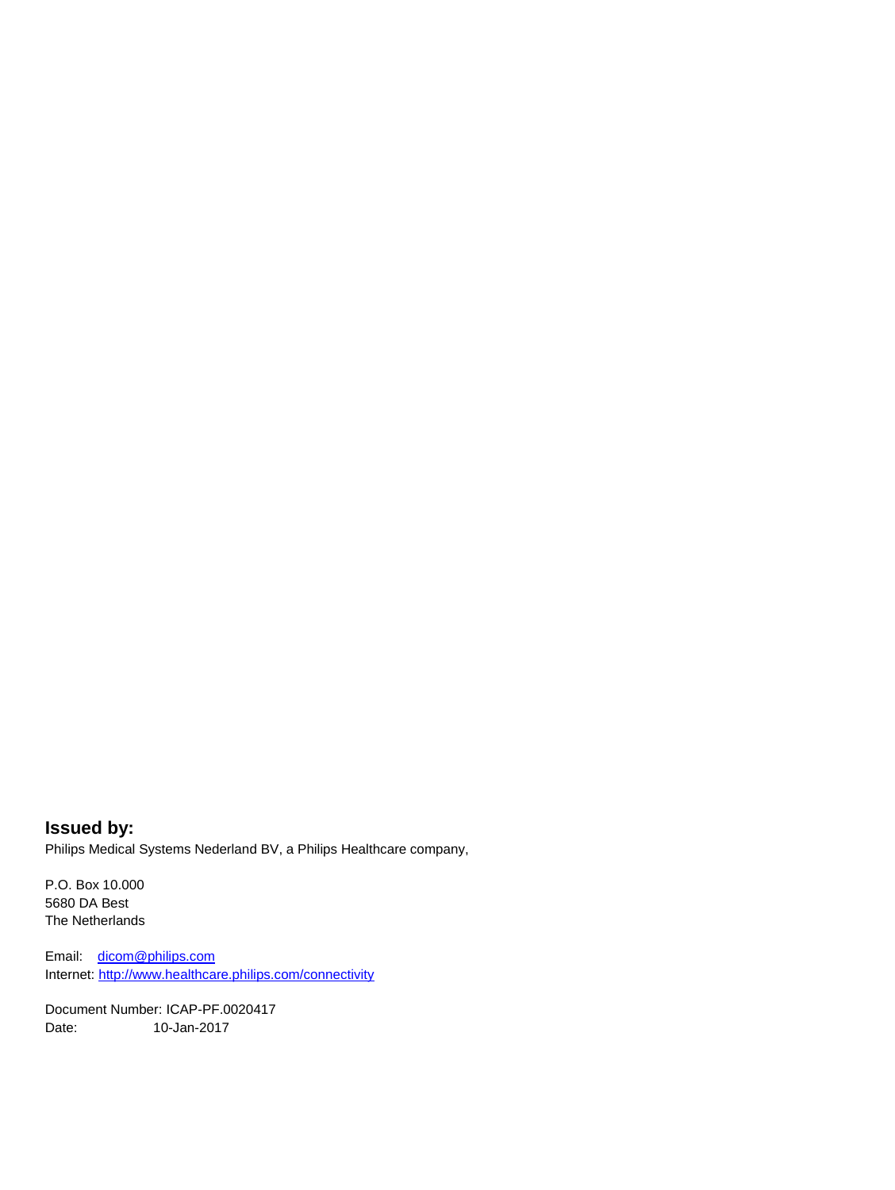**Issued by:**

Philips Medical Systems Nederland BV, a Philips Healthcare company,

P.O. Box 10.000
5680 DA Best
The Netherlands

Email: dicom@philips.com
Internet: http://www.healthcare.philips.com/connectivity

Document Number: ICAP-PF.0020417
Date: 10-Jan-2017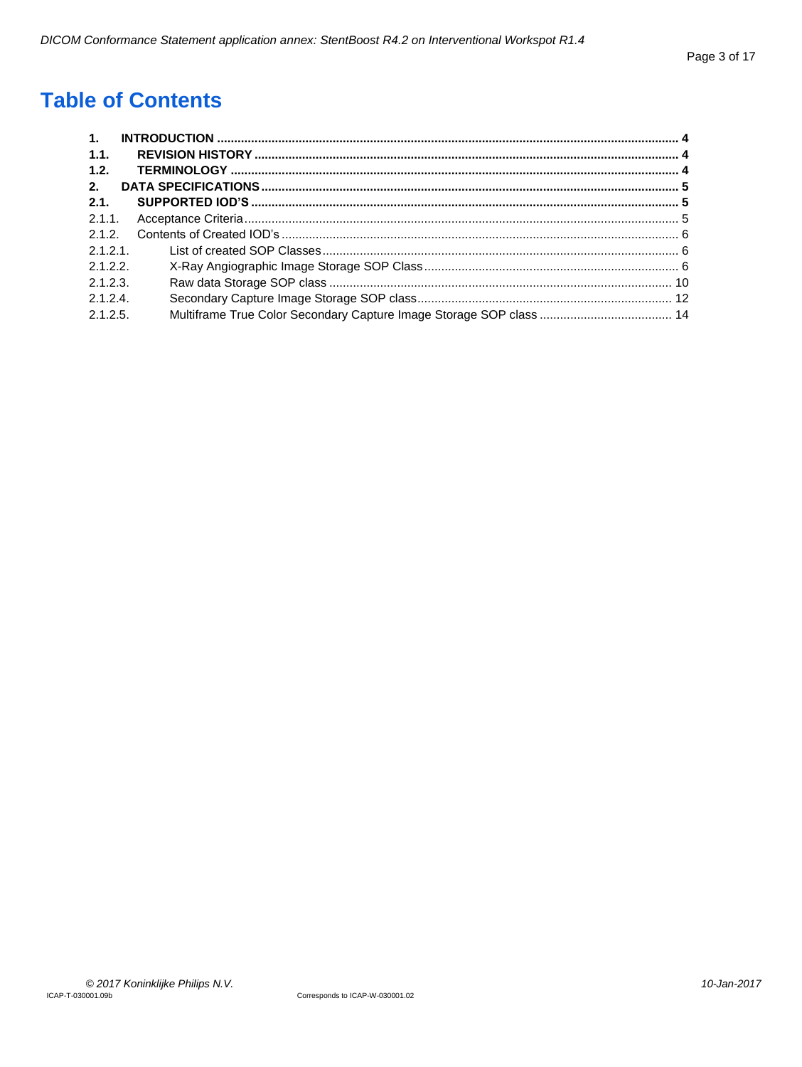# Table of Contents

**1. INTRODUCTION** ..... **4**
**1.1. REVISION HISTORY** ..... **4**
**1.2. TERMINOLOGY** ..... **4**
**2. DATA SPECIFICATIONS** ..... **5**
**2.1. SUPPORTED IOD'S** ..... **5**
2.1.1. Acceptance Criteria ..... 5
2.1.2. Contents of Created IOD's ..... 6
2.1.2.1. List of created SOP Classes ..... 6
2.1.2.2. X-Ray Angiographic Image Storage SOP Class ..... 6
2.1.2.3. Raw data Storage SOP class ..... 10
2.1.2.4. Secondary Capture Image Storage SOP class ..... 12
2.1.2.5. Multiframe True Color Secondary Capture Image Storage SOP class ..... 14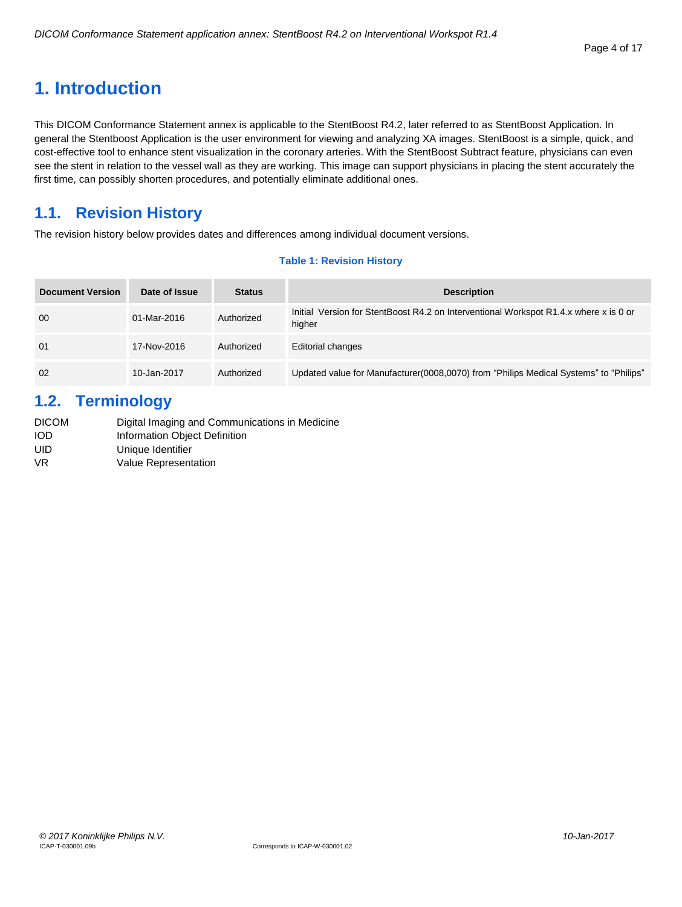# 1. Introduction

This DICOM Conformance Statement annex is applicable to the StentBoost R4.2, later referred to as StentBoost Application. In general the Stentboost Application is the user environment for viewing and analyzing XA images. StentBoost is a simple, quick, and cost-effective tool to enhance stent visualization in the coronary arteries. With the StentBoost Subtract feature, physicians can even see the stent in relation to the vessel wall as they are working. This image can support physicians in placing the stent accurately the first time, can possibly shorten procedures, and potentially eliminate additional ones.

## 1.1. Revision History

The revision history below provides dates and differences among individual document versions.

**Table 1: Revision History**

| Document Version | Date of Issue | Status | Description |
|---|---|---|---|
| 00 | 01-Mar-2016 | Authorized | Initial Version for StentBoost R4.2 on Interventional Workspot R1.4.x where x is 0 or higher |
| 01 | 17-Nov-2016 | Authorized | Editorial changes |
| 02 | 10-Jan-2017 | Authorized | Updated value for Manufacturer(0008,0070) from “Philips Medical Systems” to “Philips” |

## 1.2. Terminology

| | |
|---|---|
| DICOM | Digital Imaging and Communications in Medicine |
| IOD | Information Object Definition |
| UID | Unique Identifier |
| VR | Value Representation |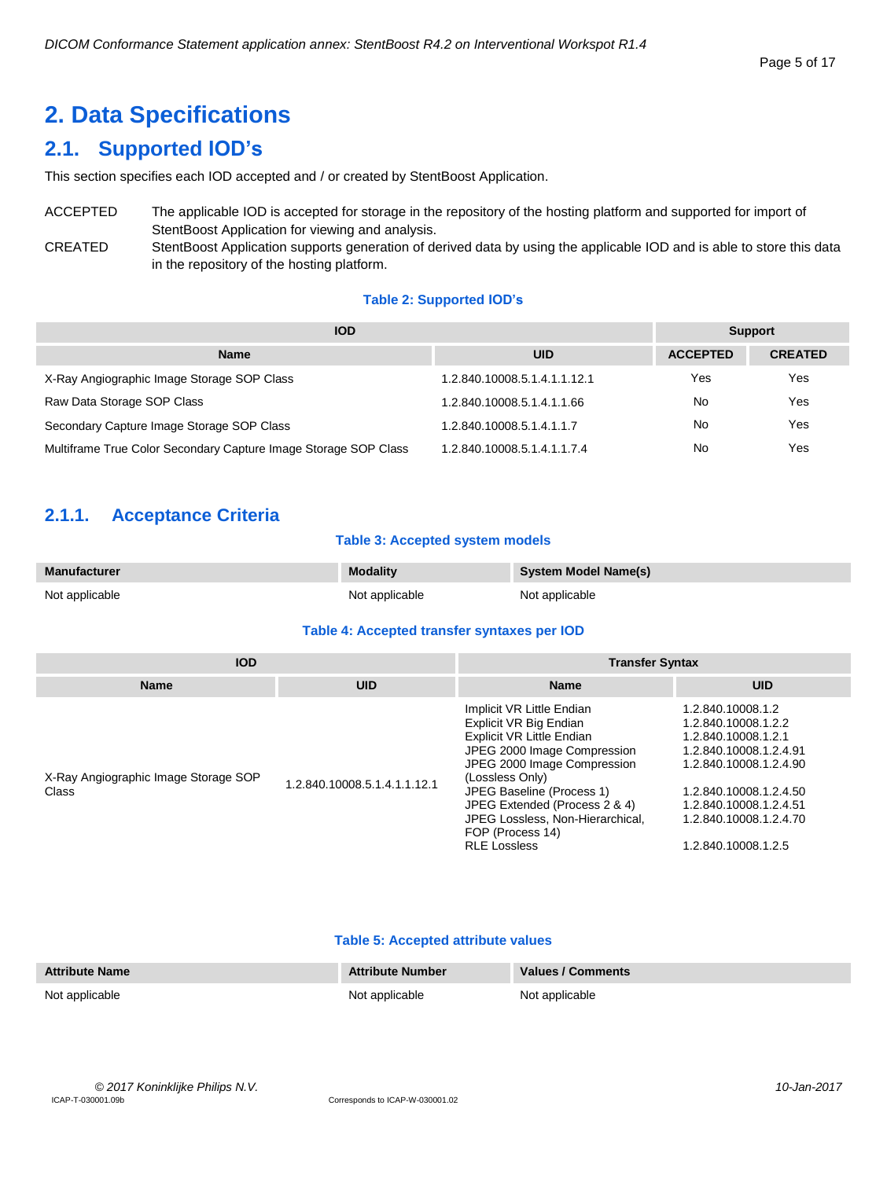# 2. Data Specifications

## 2.1. Supported IOD's

This section specifies each IOD accepted and / or created by StentBoost Application.

ACCEPTED — The applicable IOD is accepted for storage in the repository of the hosting platform and supported for import of StentBoost Application for viewing and analysis.

CREATED — StentBoost Application supports generation of derived data by using the applicable IOD and is able to store this data in the repository of the hosting platform.

**Table 2: Supported IOD's**

| IOD | | Support | |
|---|---|---|---|
| **Name** | **UID** | **ACCEPTED** | **CREATED** |
| X-Ray Angiographic Image Storage SOP Class | 1.2.840.10008.5.1.4.1.1.12.1 | Yes | Yes |
| Raw Data Storage SOP Class | 1.2.840.10008.5.1.4.1.1.66 | No | Yes |
| Secondary Capture Image Storage SOP Class | 1.2.840.10008.5.1.4.1.1.7 | No | Yes |
| Multiframe True Color Secondary Capture Image Storage SOP Class | 1.2.840.10008.5.1.4.1.1.7.4 | No | Yes |

### 2.1.1. Acceptance Criteria

**Table 3: Accepted system models**

| Manufacturer | Modality | System Model Name(s) |
|---|---|---|
| Not applicable | Not applicable | Not applicable |

**Table 4: Accepted transfer syntaxes per IOD**

| IOD | | Transfer Syntax | |
|---|---|---|---|
| **Name** | **UID** | **Name** | **UID** |
| X-Ray Angiographic Image Storage SOP Class | 1.2.840.10008.5.1.4.1.1.12.1 | Implicit VR Little Endian | 1.2.840.10008.1.2 |
| | | Explicit VR Big Endian | 1.2.840.10008.1.2.2 |
| | | Explicit VR Little Endian | 1.2.840.10008.1.2.1 |
| | | JPEG 2000 Image Compression | 1.2.840.10008.1.2.4.91 |
| | | JPEG 2000 Image Compression (Lossless Only) | 1.2.840.10008.1.2.4.90 |
| | | JPEG Baseline (Process 1) | 1.2.840.10008.1.2.4.50 |
| | | JPEG Extended (Process 2 & 4) | 1.2.840.10008.1.2.4.51 |
| | | JPEG Lossless, Non-Hierarchical, FOP (Process 14) | 1.2.840.10008.1.2.4.70 |
| | | RLE Lossless | 1.2.840.10008.1.2.5 |

**Table 5: Accepted attribute values**

| Attribute Name | Attribute Number | Values / Comments |
|---|---|---|
| Not applicable | Not applicable | Not applicable |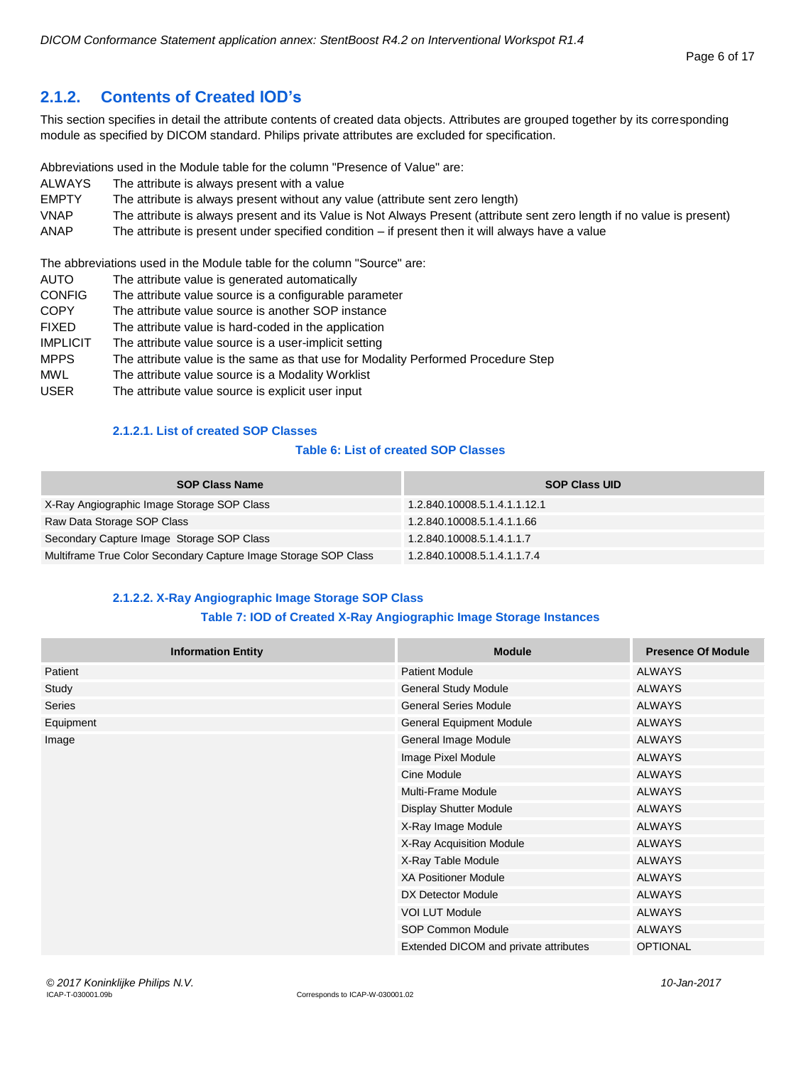## 2.1.2. Contents of Created IOD's

This section specifies in detail the attribute contents of created data objects. Attributes are grouped together by its corresponding module as specified by DICOM standard. Philips private attributes are excluded for specification.

Abbreviations used in the Module table for the column "Presence of Value" are:

| | |
|---|---|
| ALWAYS | The attribute is always present with a value |
| EMPTY | The attribute is always present without any value (attribute sent zero length) |
| VNAP | The attribute is always present and its Value is Not Always Present (attribute sent zero length if no value is present) |
| ANAP | The attribute is present under specified condition – if present then it will always have a value |

The abbreviations used in the Module table for the column "Source" are:

| | |
|---|---|
| AUTO | The attribute value is generated automatically |
| CONFIG | The attribute value source is a configurable parameter |
| COPY | The attribute value source is another SOP instance |
| FIXED | The attribute value is hard-coded in the application |
| IMPLICIT | The attribute value source is a user-implicit setting |
| MPPS | The attribute value is the same as that use for Modality Performed Procedure Step |
| MWL | The attribute value source is a Modality Worklist |
| USER | The attribute value source is explicit user input |

### 2.1.2.1. List of created SOP Classes

**Table 6: List of created SOP Classes**

| SOP Class Name | SOP Class UID |
|---|---|
| X-Ray Angiographic Image Storage SOP Class | 1.2.840.10008.5.1.4.1.1.12.1 |
| Raw Data Storage SOP Class | 1.2.840.10008.5.1.4.1.1.66 |
| Secondary Capture Image Storage SOP Class | 1.2.840.10008.5.1.4.1.1.7 |
| Multiframe True Color Secondary Capture Image Storage SOP Class | 1.2.840.10008.5.1.4.1.1.7.4 |

### 2.1.2.2. X-Ray Angiographic Image Storage SOP Class

**Table 7: IOD of Created X-Ray Angiographic Image Storage Instances**

| Information Entity | Module | Presence Of Module |
|---|---|---|
| Patient | Patient Module | ALWAYS |
| Study | General Study Module | ALWAYS |
| Series | General Series Module | ALWAYS |
| Equipment | General Equipment Module | ALWAYS |
| Image | General Image Module | ALWAYS |
| | Image Pixel Module | ALWAYS |
| | Cine Module | ALWAYS |
| | Multi-Frame Module | ALWAYS |
| | Display Shutter Module | ALWAYS |
| | X-Ray Image Module | ALWAYS |
| | X-Ray Acquisition Module | ALWAYS |
| | X-Ray Table Module | ALWAYS |
| | XA Positioner Module | ALWAYS |
| | DX Detector Module | ALWAYS |
| | VOI LUT Module | ALWAYS |
| | SOP Common Module | ALWAYS |
| | Extended DICOM and private attributes | OPTIONAL |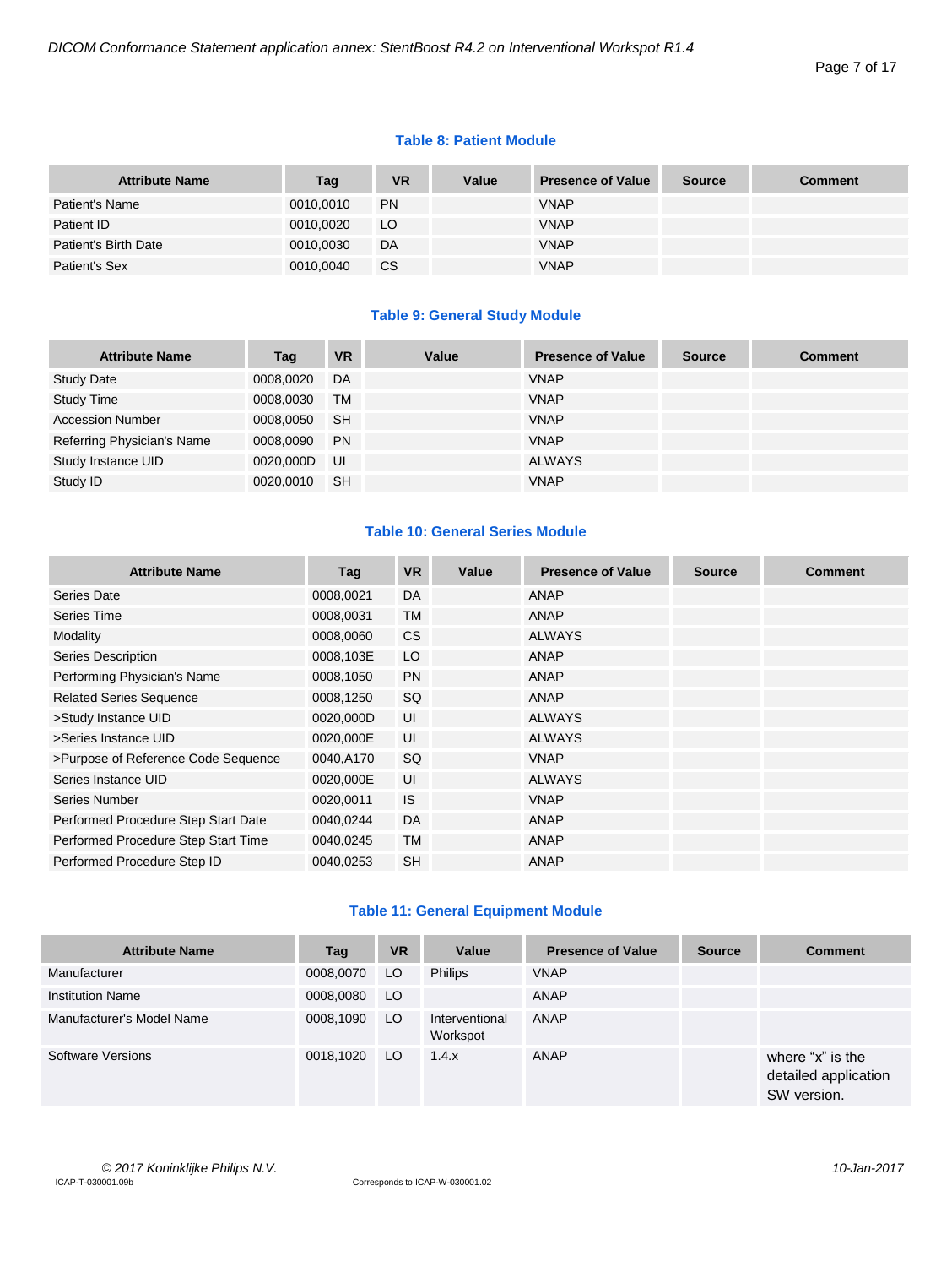**Table 8: Patient Module**

| Attribute Name | Tag | VR | Value | Presence of Value | Source | Comment |
|---|---|---|---|---|---|---|
| Patient's Name | 0010,0010 | PN | | VNAP | | |
| Patient ID | 0010,0020 | LO | | VNAP | | |
| Patient's Birth Date | 0010,0030 | DA | | VNAP | | |
| Patient's Sex | 0010,0040 | CS | | VNAP | | |

**Table 9: General Study Module**

| Attribute Name | Tag | VR | Value | Presence of Value | Source | Comment |
|---|---|---|---|---|---|---|
| Study Date | 0008,0020 | DA | | VNAP | | |
| Study Time | 0008,0030 | TM | | VNAP | | |
| Accession Number | 0008,0050 | SH | | VNAP | | |
| Referring Physician's Name | 0008,0090 | PN | | VNAP | | |
| Study Instance UID | 0020,000D | UI | | ALWAYS | | |
| Study ID | 0020,0010 | SH | | VNAP | | |

**Table 10: General Series Module**

| Attribute Name | Tag | VR | Value | Presence of Value | Source | Comment |
|---|---|---|---|---|---|---|
| Series Date | 0008,0021 | DA | | ANAP | | |
| Series Time | 0008,0031 | TM | | ANAP | | |
| Modality | 0008,0060 | CS | | ALWAYS | | |
| Series Description | 0008,103E | LO | | ANAP | | |
| Performing Physician's Name | 0008,1050 | PN | | ANAP | | |
| Related Series Sequence | 0008,1250 | SQ | | ANAP | | |
| >Study Instance UID | 0020,000D | UI | | ALWAYS | | |
| >Series Instance UID | 0020,000E | UI | | ALWAYS | | |
| >Purpose of Reference Code Sequence | 0040,A170 | SQ | | VNAP | | |
| Series Instance UID | 0020,000E | UI | | ALWAYS | | |
| Series Number | 0020,0011 | IS | | VNAP | | |
| Performed Procedure Step Start Date | 0040,0244 | DA | | ANAP | | |
| Performed Procedure Step Start Time | 0040,0245 | TM | | ANAP | | |
| Performed Procedure Step ID | 0040,0253 | SH | | ANAP | | |

**Table 11: General Equipment Module**

| Attribute Name | Tag | VR | Value | Presence of Value | Source | Comment |
|---|---|---|---|---|---|---|
| Manufacturer | 0008,0070 | LO | Philips | VNAP | | |
| Institution Name | 0008,0080 | LO | | ANAP | | |
| Manufacturer's Model Name | 0008,1090 | LO | Interventional Workspot | ANAP | | |
| Software Versions | 0018,1020 | LO | 1.4.x | ANAP | | where “x” is the detailed application SW version. |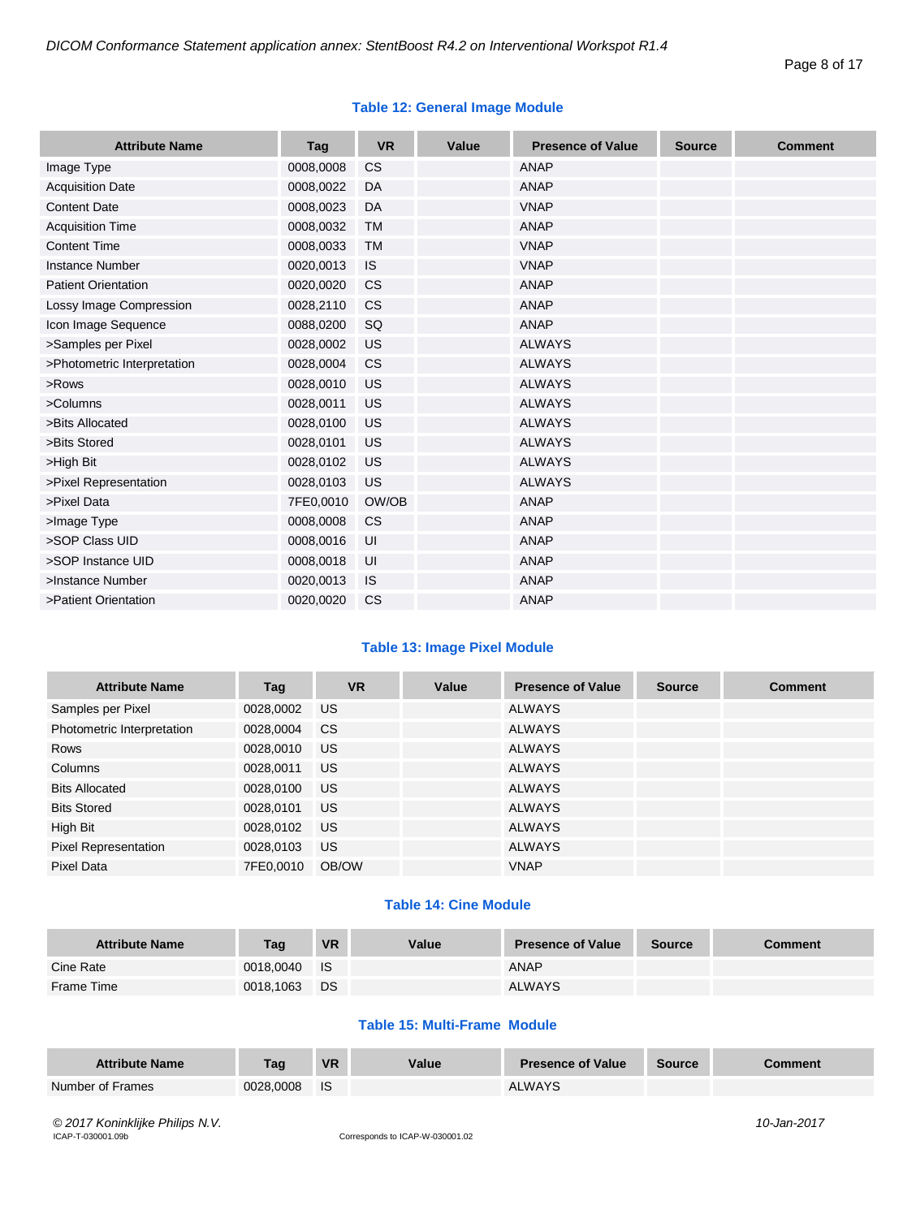**Table 12: General Image Module**

| Attribute Name | Tag | VR | Value | Presence of Value | Source | Comment |
|---|---|---|---|---|---|---|
| Image Type | 0008,0008 | CS | | ANAP | | |
| Acquisition Date | 0008,0022 | DA | | ANAP | | |
| Content Date | 0008,0023 | DA | | VNAP | | |
| Acquisition Time | 0008,0032 | TM | | ANAP | | |
| Content Time | 0008,0033 | TM | | VNAP | | |
| Instance Number | 0020,0013 | IS | | VNAP | | |
| Patient Orientation | 0020,0020 | CS | | ANAP | | |
| Lossy Image Compression | 0028,2110 | CS | | ANAP | | |
| Icon Image Sequence | 0088,0200 | SQ | | ANAP | | |
| >Samples per Pixel | 0028,0002 | US | | ALWAYS | | |
| >Photometric Interpretation | 0028,0004 | CS | | ALWAYS | | |
| >Rows | 0028,0010 | US | | ALWAYS | | |
| >Columns | 0028,0011 | US | | ALWAYS | | |
| >Bits Allocated | 0028,0100 | US | | ALWAYS | | |
| >Bits Stored | 0028,0101 | US | | ALWAYS | | |
| >High Bit | 0028,0102 | US | | ALWAYS | | |
| >Pixel Representation | 0028,0103 | US | | ALWAYS | | |
| >Pixel Data | 7FE0,0010 | OW/OB | | ANAP | | |
| >Image Type | 0008,0008 | CS | | ANAP | | |
| >SOP Class UID | 0008,0016 | UI | | ANAP | | |
| >SOP Instance UID | 0008,0018 | UI | | ANAP | | |
| >Instance Number | 0020,0013 | IS | | ANAP | | |
| >Patient Orientation | 0020,0020 | CS | | ANAP | | |

**Table 13: Image Pixel Module**

| Attribute Name | Tag | VR | Value | Presence of Value | Source | Comment |
|---|---|---|---|---|---|---|
| Samples per Pixel | 0028,0002 | US | | ALWAYS | | |
| Photometric Interpretation | 0028,0004 | CS | | ALWAYS | | |
| Rows | 0028,0010 | US | | ALWAYS | | |
| Columns | 0028,0011 | US | | ALWAYS | | |
| Bits Allocated | 0028,0100 | US | | ALWAYS | | |
| Bits Stored | 0028,0101 | US | | ALWAYS | | |
| High Bit | 0028,0102 | US | | ALWAYS | | |
| Pixel Representation | 0028,0103 | US | | ALWAYS | | |
| Pixel Data | 7FE0,0010 | OB/OW | | VNAP | | |

**Table 14: Cine Module**

| Attribute Name | Tag | VR | Value | Presence of Value | Source | Comment |
|---|---|---|---|---|---|---|
| Cine Rate | 0018,0040 | IS | | ANAP | | |
| Frame Time | 0018,1063 | DS | | ALWAYS | | |

**Table 15: Multi-Frame Module**

| Attribute Name | Tag | VR | Value | Presence of Value | Source | Comment |
|---|---|---|---|---|---|---|
| Number of Frames | 0028,0008 | IS | | ALWAYS | | |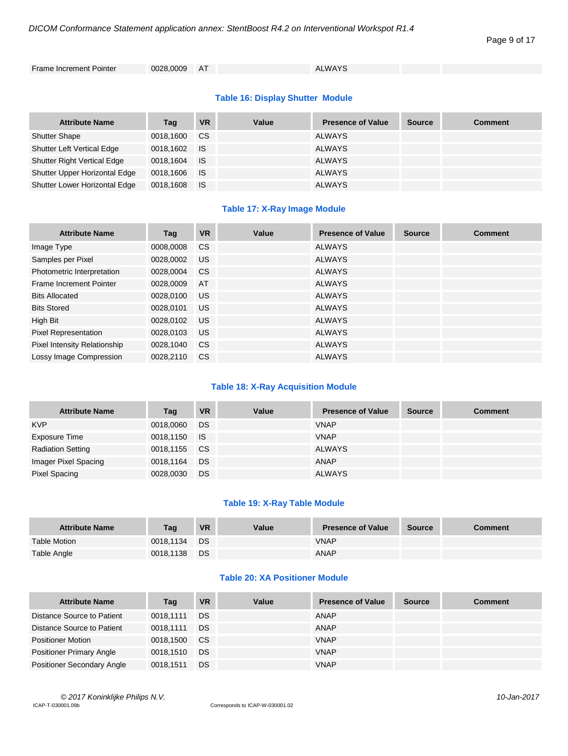| Frame Increment Pointer | 0028,0009 | AT | | ALWAYS | | |
|---|---|---|---|---|---|---|

**Table 16: Display Shutter Module**

| Attribute Name | Tag | VR | Value | Presence of Value | Source | Comment |
|---|---|---|---|---|---|---|
| Shutter Shape | 0018,1600 | CS | | ALWAYS | | |
| Shutter Left Vertical Edge | 0018,1602 | IS | | ALWAYS | | |
| Shutter Right Vertical Edge | 0018,1604 | IS | | ALWAYS | | |
| Shutter Upper Horizontal Edge | 0018,1606 | IS | | ALWAYS | | |
| Shutter Lower Horizontal Edge | 0018,1608 | IS | | ALWAYS | | |

**Table 17: X-Ray Image Module**

| Attribute Name | Tag | VR | Value | Presence of Value | Source | Comment |
|---|---|---|---|---|---|---|
| Image Type | 0008,0008 | CS | | ALWAYS | | |
| Samples per Pixel | 0028,0002 | US | | ALWAYS | | |
| Photometric Interpretation | 0028,0004 | CS | | ALWAYS | | |
| Frame Increment Pointer | 0028,0009 | AT | | ALWAYS | | |
| Bits Allocated | 0028,0100 | US | | ALWAYS | | |
| Bits Stored | 0028,0101 | US | | ALWAYS | | |
| High Bit | 0028,0102 | US | | ALWAYS | | |
| Pixel Representation | 0028,0103 | US | | ALWAYS | | |
| Pixel Intensity Relationship | 0028,1040 | CS | | ALWAYS | | |
| Lossy Image Compression | 0028,2110 | CS | | ALWAYS | | |

**Table 18: X-Ray Acquisition Module**

| Attribute Name | Tag | VR | Value | Presence of Value | Source | Comment |
|---|---|---|---|---|---|---|
| KVP | 0018,0060 | DS | | VNAP | | |
| Exposure Time | 0018,1150 | IS | | VNAP | | |
| Radiation Setting | 0018,1155 | CS | | ALWAYS | | |
| Imager Pixel Spacing | 0018,1164 | DS | | ANAP | | |
| Pixel Spacing | 0028,0030 | DS | | ALWAYS | | |

**Table 19: X-Ray Table Module**

| Attribute Name | Tag | VR | Value | Presence of Value | Source | Comment |
|---|---|---|---|---|---|---|
| Table Motion | 0018,1134 | DS | | VNAP | | |
| Table Angle | 0018,1138 | DS | | ANAP | | |

**Table 20: XA Positioner Module**

| Attribute Name | Tag | VR | Value | Presence of Value | Source | Comment |
|---|---|---|---|---|---|---|
| Distance Source to Patient | 0018,1111 | DS | | ANAP | | |
| Distance Source to Patient | 0018,1111 | DS | | ANAP | | |
| Positioner Motion | 0018,1500 | CS | | VNAP | | |
| Positioner Primary Angle | 0018,1510 | DS | | VNAP | | |
| Positioner Secondary Angle | 0018,1511 | DS | | VNAP | | |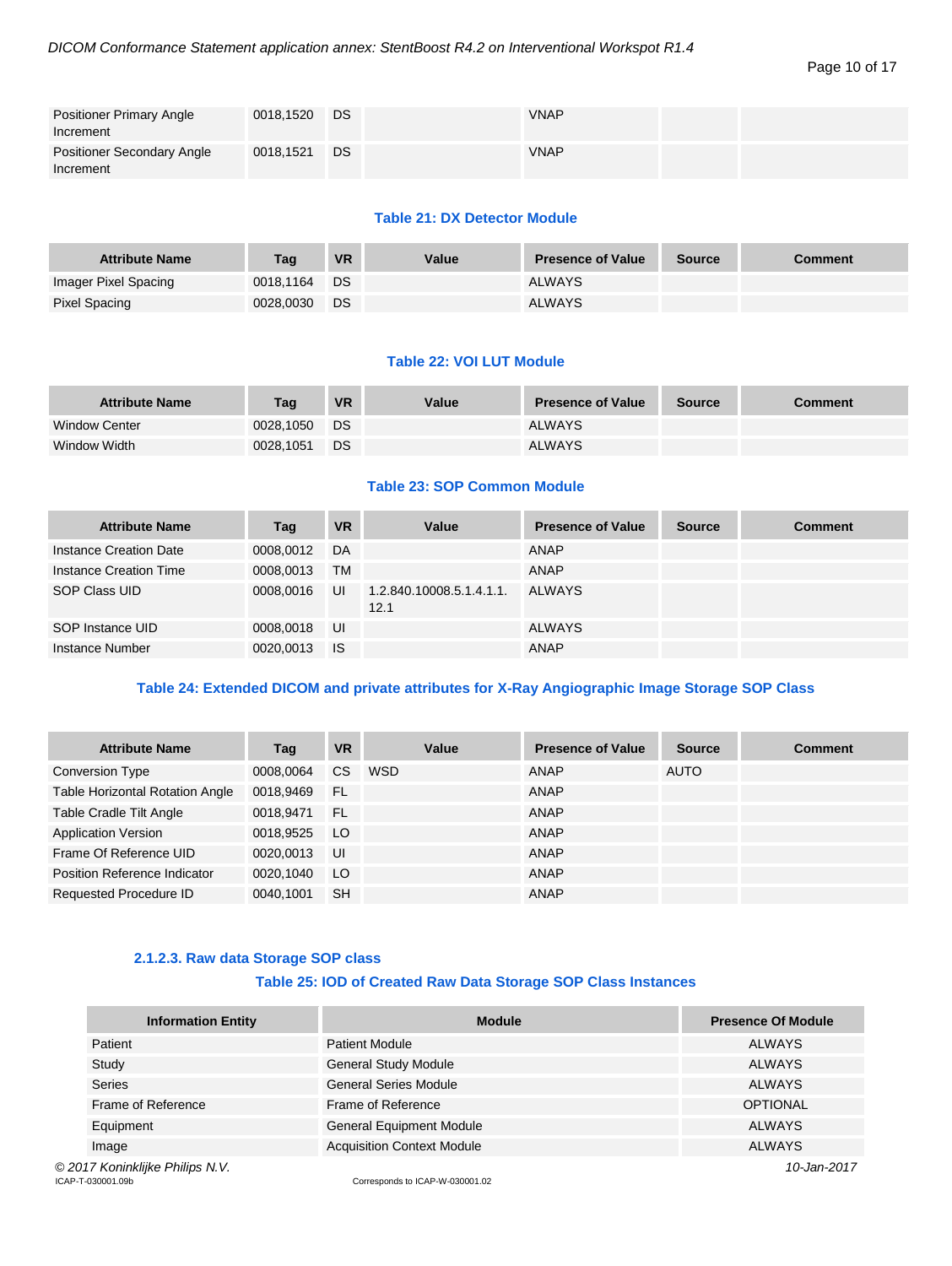| Attribute Name | Tag | VR | Value | Presence of Value | Source | Comment |
|---|---|---|---|---|---|---|
| Positioner Primary Angle Increment | 0018,1520 | DS | | VNAP | | |
| Positioner Secondary Angle Increment | 0018,1521 | DS | | VNAP | | |

**Table 21: DX Detector Module**

| Attribute Name | Tag | VR | Value | Presence of Value | Source | Comment |
|---|---|---|---|---|---|---|
| Imager Pixel Spacing | 0018,1164 | DS | | ALWAYS | | |
| Pixel Spacing | 0028,0030 | DS | | ALWAYS | | |

**Table 22: VOI LUT Module**

| Attribute Name | Tag | VR | Value | Presence of Value | Source | Comment |
|---|---|---|---|---|---|---|
| Window Center | 0028,1050 | DS | | ALWAYS | | |
| Window Width | 0028,1051 | DS | | ALWAYS | | |

**Table 23: SOP Common Module**

| Attribute Name | Tag | VR | Value | Presence of Value | Source | Comment |
|---|---|---|---|---|---|---|
| Instance Creation Date | 0008,0012 | DA | | ANAP | | |
| Instance Creation Time | 0008,0013 | TM | | ANAP | | |
| SOP Class UID | 0008,0016 | UI | 1.2.840.10008.5.1.4.1.1.12.1 | ALWAYS | | |
| SOP Instance UID | 0008,0018 | UI | | ALWAYS | | |
| Instance Number | 0020,0013 | IS | | ANAP | | |

**Table 24: Extended DICOM and private attributes for X-Ray Angiographic Image Storage SOP Class**

| Attribute Name | Tag | VR | Value | Presence of Value | Source | Comment |
|---|---|---|---|---|---|---|
| Conversion Type | 0008,0064 | CS | WSD | ANAP | AUTO | |
| Table Horizontal Rotation Angle | 0018,9469 | FL | | ANAP | | |
| Table Cradle Tilt Angle | 0018,9471 | FL | | ANAP | | |
| Application Version | 0018,9525 | LO | | ANAP | | |
| Frame Of Reference UID | 0020,0013 | UI | | ANAP | | |
| Position Reference Indicator | 0020,1040 | LO | | ANAP | | |
| Requested Procedure ID | 0040,1001 | SH | | ANAP | | |

### 2.1.2.3. Raw data Storage SOP class

**Table 25: IOD of Created Raw Data Storage SOP Class Instances**

| Information Entity | Module | Presence Of Module |
|---|---|---|
| Patient | Patient Module | ALWAYS |
| Study | General Study Module | ALWAYS |
| Series | General Series Module | ALWAYS |
| Frame of Reference | Frame of Reference | OPTIONAL |
| Equipment | General Equipment Module | ALWAYS |
| Image | Acquisition Context Module | ALWAYS |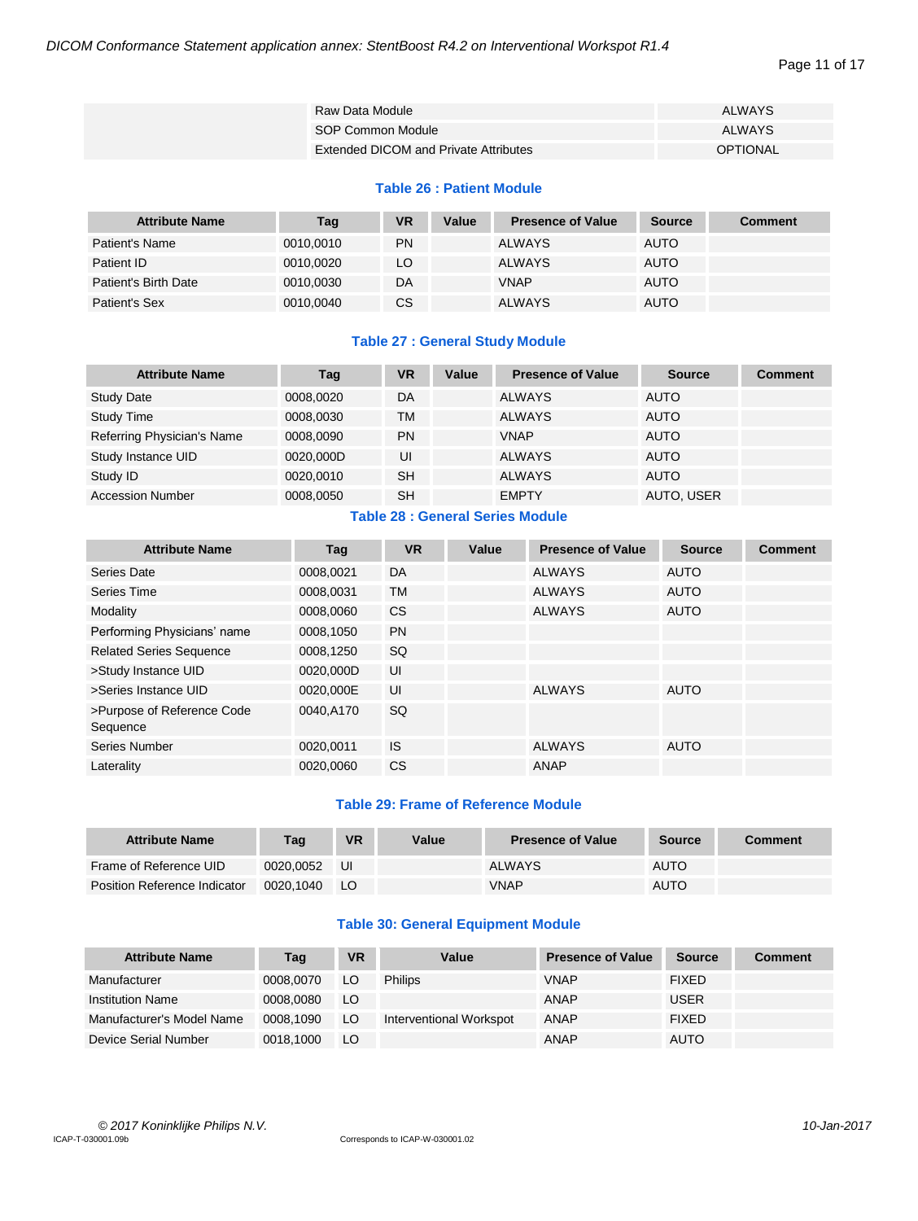| | | |
|---|---|---|
| | Raw Data Module | ALWAYS |
| | SOP Common Module | ALWAYS |
| | Extended DICOM and Private Attributes | OPTIONAL |

**Table 26 : Patient Module**

| Attribute Name | Tag | VR | Value | Presence of Value | Source | Comment |
|---|---|---|---|---|---|---|
| Patient's Name | 0010,0010 | PN | | ALWAYS | AUTO | |
| Patient ID | 0010,0020 | LO | | ALWAYS | AUTO | |
| Patient's Birth Date | 0010,0030 | DA | | VNAP | AUTO | |
| Patient's Sex | 0010,0040 | CS | | ALWAYS | AUTO | |

**Table 27 : General Study Module**

| Attribute Name | Tag | VR | Value | Presence of Value | Source | Comment |
|---|---|---|---|---|---|---|
| Study Date | 0008,0020 | DA | | ALWAYS | AUTO | |
| Study Time | 0008,0030 | TM | | ALWAYS | AUTO | |
| Referring Physician's Name | 0008,0090 | PN | | VNAP | AUTO | |
| Study Instance UID | 0020,000D | UI | | ALWAYS | AUTO | |
| Study ID | 0020,0010 | SH | | ALWAYS | AUTO | |
| Accession Number | 0008,0050 | SH | | EMPTY | AUTO, USER | |

**Table 28 : General Series Module**

| Attribute Name | Tag | VR | Value | Presence of Value | Source | Comment |
|---|---|---|---|---|---|---|
| Series Date | 0008,0021 | DA | | ALWAYS | AUTO | |
| Series Time | 0008,0031 | TM | | ALWAYS | AUTO | |
| Modality | 0008,0060 | CS | | ALWAYS | AUTO | |
| Performing Physicians' name | 0008,1050 | PN | | | | |
| Related Series Sequence | 0008,1250 | SQ | | | | |
| >Study Instance UID | 0020,000D | UI | | | | |
| >Series Instance UID | 0020,000E | UI | | ALWAYS | AUTO | |
| >Purpose of Reference Code Sequence | 0040,A170 | SQ | | | | |
| Series Number | 0020,0011 | IS | | ALWAYS | AUTO | |
| Laterality | 0020,0060 | CS | | ANAP | | |

**Table 29: Frame of Reference Module**

| Attribute Name | Tag | VR | Value | Presence of Value | Source | Comment |
|---|---|---|---|---|---|---|
| Frame of Reference UID | 0020,0052 | UI | | ALWAYS | AUTO | |
| Position Reference Indicator | 0020,1040 | LO | | VNAP | AUTO | |

**Table 30: General Equipment Module**

| Attribute Name | Tag | VR | Value | Presence of Value | Source | Comment |
|---|---|---|---|---|---|---|
| Manufacturer | 0008,0070 | LO | Philips | VNAP | FIXED | |
| Institution Name | 0008,0080 | LO | | ANAP | USER | |
| Manufacturer's Model Name | 0008,1090 | LO | Interventional Workspot | ANAP | FIXED | |
| Device Serial Number | 0018,1000 | LO | | ANAP | AUTO | |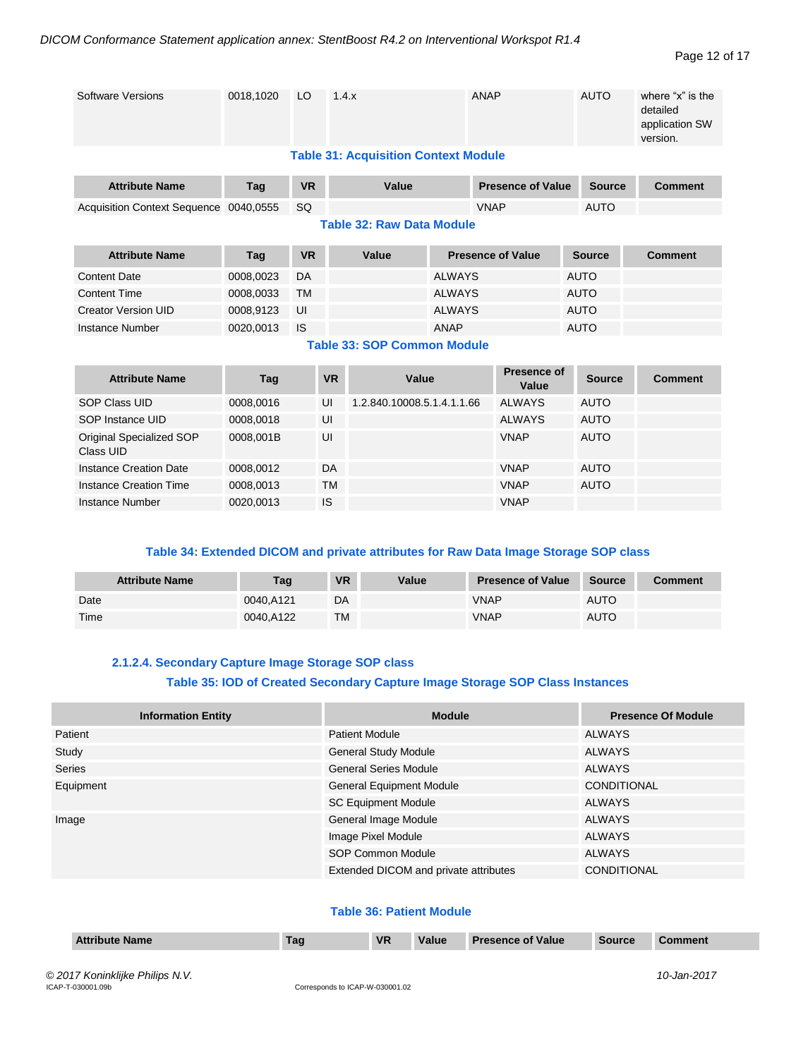| Software Versions | 0018,1020 | LO | 1.4.x | ANAP | AUTO | where "x" is the detailed application SW version. |
|---|---|---|---|---|---|---|

**Table 31: Acquisition Context Module**

| Attribute Name | Tag | VR | Value | Presence of Value | Source | Comment |
|---|---|---|---|---|---|---|
| Acquisition Context Sequence | 0040,0555 | SQ | | VNAP | AUTO | |

**Table 32: Raw Data Module**

| Attribute Name | Tag | VR | Value | Presence of Value | Source | Comment |
|---|---|---|---|---|---|---|
| Content Date | 0008,0023 | DA | | ALWAYS | AUTO | |
| Content Time | 0008,0033 | TM | | ALWAYS | AUTO | |
| Creator Version UID | 0008,9123 | UI | | ALWAYS | AUTO | |
| Instance Number | 0020,0013 | IS | | ANAP | AUTO | |

**Table 33: SOP Common Module**

| Attribute Name | Tag | VR | Value | Presence of Value | Source | Comment |
|---|---|---|---|---|---|---|
| SOP Class UID | 0008,0016 | UI | 1.2.840.10008.5.1.4.1.1.66 | ALWAYS | AUTO | |
| SOP Instance UID | 0008,0018 | UI | | ALWAYS | AUTO | |
| Original Specialized SOP Class UID | 0008,001B | UI | | VNAP | AUTO | |
| Instance Creation Date | 0008,0012 | DA | | VNAP | AUTO | |
| Instance Creation Time | 0008,0013 | TM | | VNAP | AUTO | |
| Instance Number | 0020,0013 | IS | | VNAP | | |

**Table 34: Extended DICOM and private attributes for Raw Data Image Storage SOP class**

| Attribute Name | Tag | VR | Value | Presence of Value | Source | Comment |
|---|---|---|---|---|---|---|
| Date | 0040,A121 | DA | | VNAP | AUTO | |
| Time | 0040,A122 | TM | | VNAP | AUTO | |

#### 2.1.2.4. Secondary Capture Image Storage SOP class

**Table 35: IOD of Created Secondary Capture Image Storage SOP Class Instances**

| Information Entity | Module | Presence Of Module |
|---|---|---|
| Patient | Patient Module | ALWAYS |
| Study | General Study Module | ALWAYS |
| Series | General Series Module | ALWAYS |
| Equipment | General Equipment Module | CONDITIONAL |
| | SC Equipment Module | ALWAYS |
| Image | General Image Module | ALWAYS |
| | Image Pixel Module | ALWAYS |
| | SOP Common Module | ALWAYS |
| | Extended DICOM and private attributes | CONDITIONAL |

**Table 36: Patient Module**

| Attribute Name | Tag | VR | Value | Presence of Value | Source | Comment |
|---|---|---|---|---|---|---|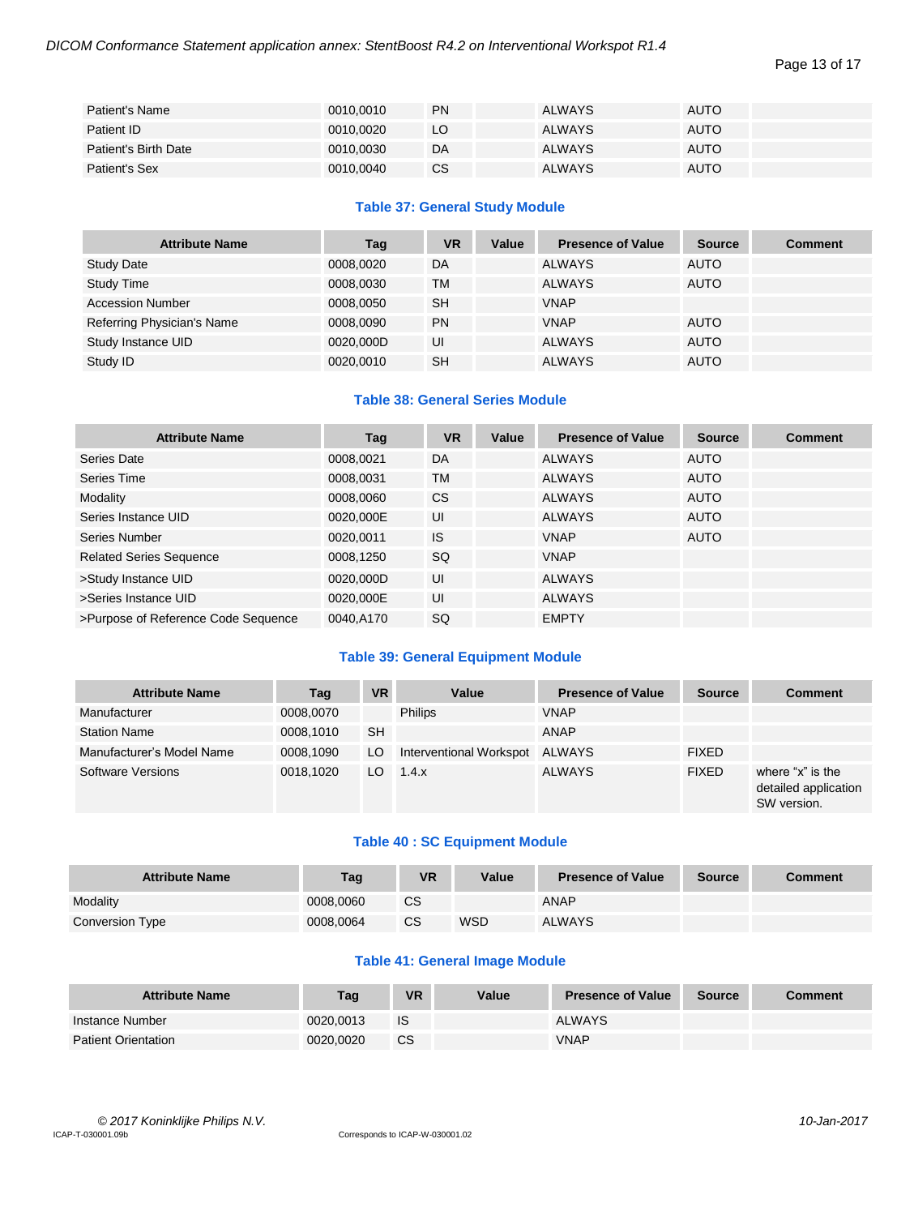| Patient's Name | 0010,0010 | PN | | ALWAYS | AUTO | |
|---|---|---|---|---|---|---|
| Patient ID | 0010,0020 | LO | | ALWAYS | AUTO | |
| Patient's Birth Date | 0010,0030 | DA | | ALWAYS | AUTO | |
| Patient's Sex | 0010,0040 | CS | | ALWAYS | AUTO | |

**Table 37: General Study Module**

| Attribute Name | Tag | VR | Value | Presence of Value | Source | Comment |
|---|---|---|---|---|---|---|
| Study Date | 0008,0020 | DA | | ALWAYS | AUTO | |
| Study Time | 0008,0030 | TM | | ALWAYS | AUTO | |
| Accession Number | 0008,0050 | SH | | VNAP | | |
| Referring Physician's Name | 0008,0090 | PN | | VNAP | AUTO | |
| Study Instance UID | 0020,000D | UI | | ALWAYS | AUTO | |
| Study ID | 0020,0010 | SH | | ALWAYS | AUTO | |

**Table 38: General Series Module**

| Attribute Name | Tag | VR | Value | Presence of Value | Source | Comment |
|---|---|---|---|---|---|---|
| Series Date | 0008,0021 | DA | | ALWAYS | AUTO | |
| Series Time | 0008,0031 | TM | | ALWAYS | AUTO | |
| Modality | 0008,0060 | CS | | ALWAYS | AUTO | |
| Series Instance UID | 0020,000E | UI | | ALWAYS | AUTO | |
| Series Number | 0020,0011 | IS | | VNAP | AUTO | |
| Related Series Sequence | 0008,1250 | SQ | | VNAP | | |
| >Study Instance UID | 0020,000D | UI | | ALWAYS | | |
| >Series Instance UID | 0020,000E | UI | | ALWAYS | | |
| >Purpose of Reference Code Sequence | 0040,A170 | SQ | | EMPTY | | |

**Table 39: General Equipment Module**

| Attribute Name | Tag | VR | Value | Presence of Value | Source | Comment |
|---|---|---|---|---|---|---|
| Manufacturer | 0008,0070 | | Philips | VNAP | | |
| Station Name | 0008,1010 | SH | | ANAP | | |
| Manufacturer's Model Name | 0008,1090 | LO | Interventional Workspot | ALWAYS | FIXED | |
| Software Versions | 0018,1020 | LO | 1.4.x | ALWAYS | FIXED | where "x" is the detailed application SW version. |

**Table 40 : SC Equipment Module**

| Attribute Name | Tag | VR | Value | Presence of Value | Source | Comment |
|---|---|---|---|---|---|---|
| Modality | 0008,0060 | CS | | ANAP | | |
| Conversion Type | 0008,0064 | CS | WSD | ALWAYS | | |

**Table 41: General Image Module**

| Attribute Name | Tag | VR | Value | Presence of Value | Source | Comment |
|---|---|---|---|---|---|---|
| Instance Number | 0020,0013 | IS | | ALWAYS | | |
| Patient Orientation | 0020,0020 | CS | | VNAP | | |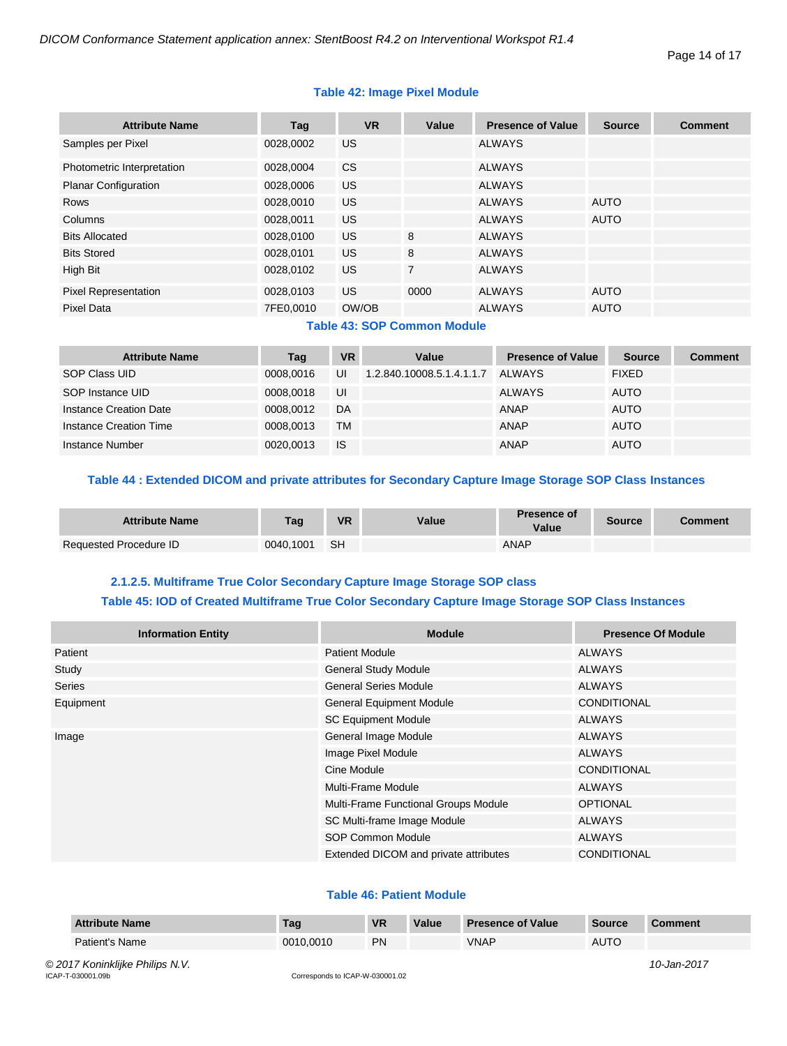**Table 42: Image Pixel Module**

| Attribute Name | Tag | VR | Value | Presence of Value | Source | Comment |
|---|---|---|---|---|---|---|
| Samples per Pixel | 0028,0002 | US | | ALWAYS | | |
| Photometric Interpretation | 0028,0004 | CS | | ALWAYS | | |
| Planar Configuration | 0028,0006 | US | | ALWAYS | | |
| Rows | 0028,0010 | US | | ALWAYS | AUTO | |
| Columns | 0028,0011 | US | | ALWAYS | AUTO | |
| Bits Allocated | 0028,0100 | US | 8 | ALWAYS | | |
| Bits Stored | 0028,0101 | US | 8 | ALWAYS | | |
| High Bit | 0028,0102 | US | 7 | ALWAYS | | |
| Pixel Representation | 0028,0103 | US | 0000 | ALWAYS | AUTO | |
| Pixel Data | 7FE0,0010 | OW/OB | | ALWAYS | AUTO | |

**Table 43: SOP Common Module**

| Attribute Name | Tag | VR | Value | Presence of Value | Source | Comment |
|---|---|---|---|---|---|---|
| SOP Class UID | 0008,0016 | UI | 1.2.840.10008.5.1.4.1.1.7 | ALWAYS | FIXED | |
| SOP Instance UID | 0008,0018 | UI | | ALWAYS | AUTO | |
| Instance Creation Date | 0008,0012 | DA | | ANAP | AUTO | |
| Instance Creation Time | 0008,0013 | TM | | ANAP | AUTO | |
| Instance Number | 0020,0013 | IS | | ANAP | AUTO | |

**Table 44 : Extended DICOM and private attributes for Secondary Capture Image Storage SOP Class Instances**

| Attribute Name | Tag | VR | Value | Presence of Value | Source | Comment |
|---|---|---|---|---|---|---|
| Requested Procedure ID | 0040,1001 | SH | | ANAP | | |

### 2.1.2.5. Multiframe True Color Secondary Capture Image Storage SOP class

**Table 45: IOD of Created Multiframe True Color Secondary Capture Image Storage SOP Class Instances**

| Information Entity | Module | Presence Of Module |
|---|---|---|
| Patient | Patient Module | ALWAYS |
| Study | General Study Module | ALWAYS |
| Series | General Series Module | ALWAYS |
| Equipment | General Equipment Module | CONDITIONAL |
| | SC Equipment Module | ALWAYS |
| Image | General Image Module | ALWAYS |
| | Image Pixel Module | ALWAYS |
| | Cine Module | CONDITIONAL |
| | Multi-Frame Module | ALWAYS |
| | Multi-Frame Functional Groups Module | OPTIONAL |
| | SC Multi-frame Image Module | ALWAYS |
| | SOP Common Module | ALWAYS |
| | Extended DICOM and private attributes | CONDITIONAL |

**Table 46: Patient Module**

| Attribute Name | Tag | VR | Value | Presence of Value | Source | Comment |
|---|---|---|---|---|---|---|
| Patient's Name | 0010,0010 | PN | | VNAP | AUTO | |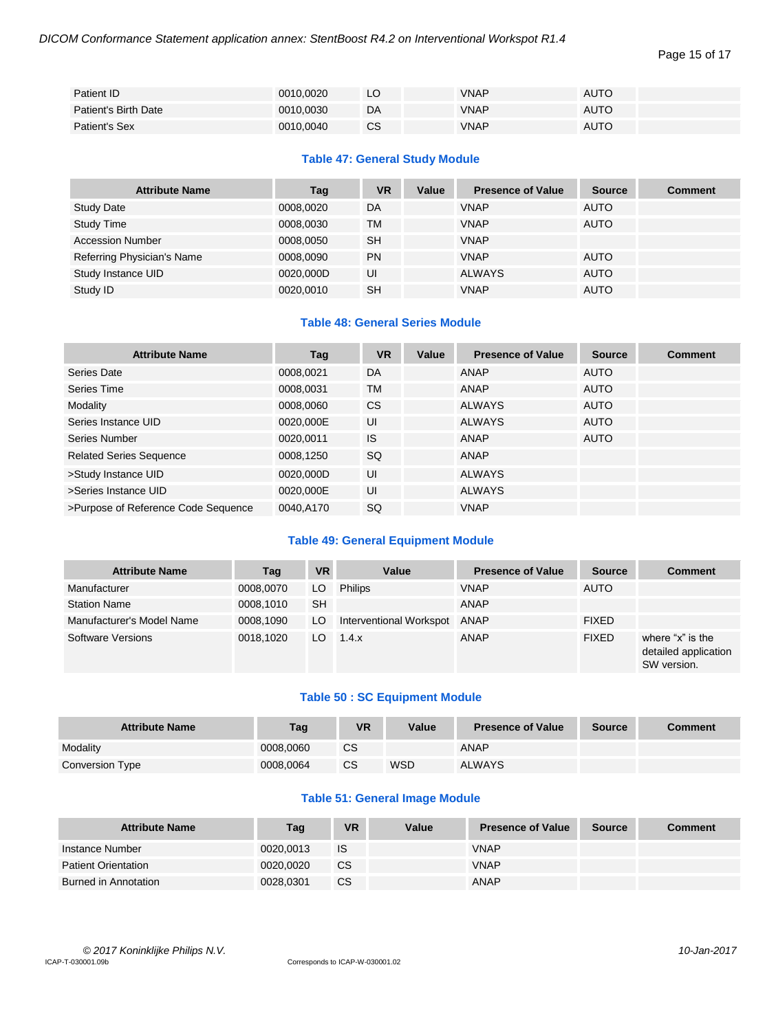| | | | | | | |
|---|---|---|---|---|---|---|
| Patient ID | 0010,0020 | LO | | VNAP | AUTO | |
| Patient's Birth Date | 0010,0030 | DA | | VNAP | AUTO | |
| Patient's Sex | 0010,0040 | CS | | VNAP | AUTO | |

### Table 47: General Study Module

| Attribute Name | Tag | VR | Value | Presence of Value | Source | Comment |
|---|---|---|---|---|---|---|
| Study Date | 0008,0020 | DA | | VNAP | AUTO | |
| Study Time | 0008,0030 | TM | | VNAP | AUTO | |
| Accession Number | 0008,0050 | SH | | VNAP | | |
| Referring Physician's Name | 0008,0090 | PN | | VNAP | AUTO | |
| Study Instance UID | 0020,000D | UI | | ALWAYS | AUTO | |
| Study ID | 0020,0010 | SH | | VNAP | AUTO | |

### Table 48: General Series Module

| Attribute Name | Tag | VR | Value | Presence of Value | Source | Comment |
|---|---|---|---|---|---|---|
| Series Date | 0008,0021 | DA | | ANAP | AUTO | |
| Series Time | 0008,0031 | TM | | ANAP | AUTO | |
| Modality | 0008,0060 | CS | | ALWAYS | AUTO | |
| Series Instance UID | 0020,000E | UI | | ALWAYS | AUTO | |
| Series Number | 0020,0011 | IS | | ANAP | AUTO | |
| Related Series Sequence | 0008,1250 | SQ | | ANAP | | |
| >Study Instance UID | 0020,000D | UI | | ALWAYS | | |
| >Series Instance UID | 0020,000E | UI | | ALWAYS | | |
| >Purpose of Reference Code Sequence | 0040,A170 | SQ | | VNAP | | |

### Table 49: General Equipment Module

| Attribute Name | Tag | VR | Value | Presence of Value | Source | Comment |
|---|---|---|---|---|---|---|
| Manufacturer | 0008,0070 | LO | Philips | VNAP | AUTO | |
| Station Name | 0008,1010 | SH | | ANAP | | |
| Manufacturer's Model Name | 0008,1090 | LO | Interventional Workspot | ANAP | FIXED | |
| Software Versions | 0018,1020 | LO | 1.4.x | ANAP | FIXED | where "x" is the detailed application SW version. |

### Table 50 : SC Equipment Module

| Attribute Name | Tag | VR | Value | Presence of Value | Source | Comment |
|---|---|---|---|---|---|---|
| Modality | 0008,0060 | CS | | ANAP | | |
| Conversion Type | 0008,0064 | CS | WSD | ALWAYS | | |

### Table 51: General Image Module

| Attribute Name | Tag | VR | Value | Presence of Value | Source | Comment |
|---|---|---|---|---|---|---|
| Instance Number | 0020,0013 | IS | | VNAP | | |
| Patient Orientation | 0020,0020 | CS | | VNAP | | |
| Burned in Annotation | 0028,0301 | CS | | ANAP | | |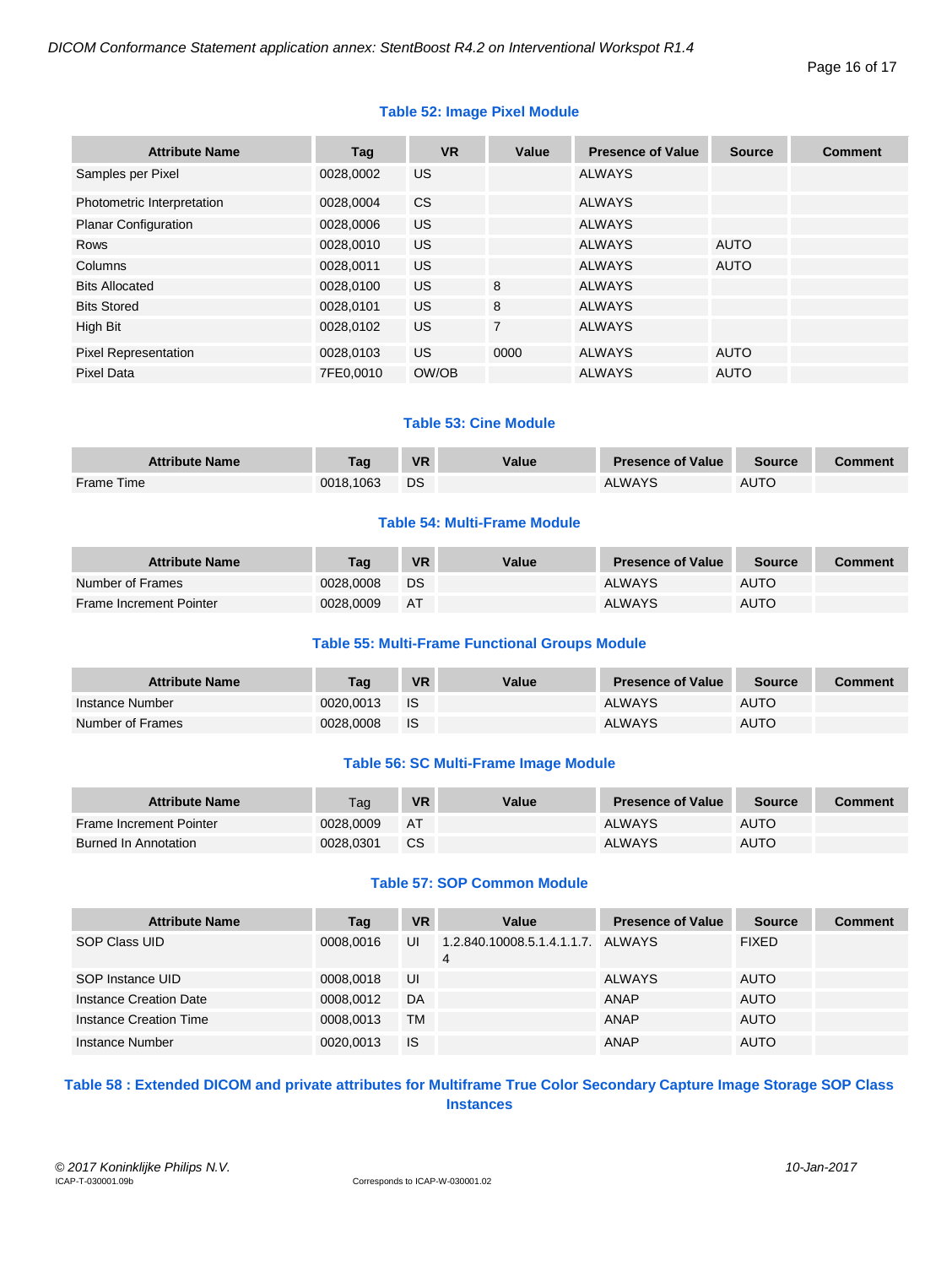**Table 52: Image Pixel Module**

| Attribute Name | Tag | VR | Value | Presence of Value | Source | Comment |
|---|---|---|---|---|---|---|
| Samples per Pixel | 0028,0002 | US | | ALWAYS | | |
| Photometric Interpretation | 0028,0004 | CS | | ALWAYS | | |
| Planar Configuration | 0028,0006 | US | | ALWAYS | | |
| Rows | 0028,0010 | US | | ALWAYS | AUTO | |
| Columns | 0028,0011 | US | | ALWAYS | AUTO | |
| Bits Allocated | 0028,0100 | US | 8 | ALWAYS | | |
| Bits Stored | 0028,0101 | US | 8 | ALWAYS | | |
| High Bit | 0028,0102 | US | 7 | ALWAYS | | |
| Pixel Representation | 0028,0103 | US | 0000 | ALWAYS | AUTO | |
| Pixel Data | 7FE0,0010 | OW/OB | | ALWAYS | AUTO | |

**Table 53: Cine Module**

| Attribute Name | Tag | VR | Value | Presence of Value | Source | Comment |
|---|---|---|---|---|---|---|
| Frame Time | 0018,1063 | DS | | ALWAYS | AUTO | |

**Table 54: Multi-Frame Module**

| Attribute Name | Tag | VR | Value | Presence of Value | Source | Comment |
|---|---|---|---|---|---|---|
| Number of Frames | 0028,0008 | DS | | ALWAYS | AUTO | |
| Frame Increment Pointer | 0028,0009 | AT | | ALWAYS | AUTO | |

**Table 55: Multi-Frame Functional Groups Module**

| Attribute Name | Tag | VR | Value | Presence of Value | Source | Comment |
|---|---|---|---|---|---|---|
| Instance Number | 0020,0013 | IS | | ALWAYS | AUTO | |
| Number of Frames | 0028,0008 | IS | | ALWAYS | AUTO | |

**Table 56: SC Multi-Frame Image Module**

| Attribute Name | Tag | VR | Value | Presence of Value | Source | Comment |
|---|---|---|---|---|---|---|
| Frame Increment Pointer | 0028,0009 | AT | | ALWAYS | AUTO | |
| Burned In Annotation | 0028,0301 | CS | | ALWAYS | AUTO | |

**Table 57: SOP Common Module**

| Attribute Name | Tag | VR | Value | Presence of Value | Source | Comment |
|---|---|---|---|---|---|---|
| SOP Class UID | 0008,0016 | UI | 1.2.840.10008.5.1.4.1.1.7.4 | ALWAYS | FIXED | |
| SOP Instance UID | 0008,0018 | UI | | ALWAYS | AUTO | |
| Instance Creation Date | 0008,0012 | DA | | ANAP | AUTO | |
| Instance Creation Time | 0008,0013 | TM | | ANAP | AUTO | |
| Instance Number | 0020,0013 | IS | | ANAP | AUTO | |

**Table 58 : Extended DICOM and private attributes for Multiframe True Color Secondary Capture Image Storage SOP Class Instances**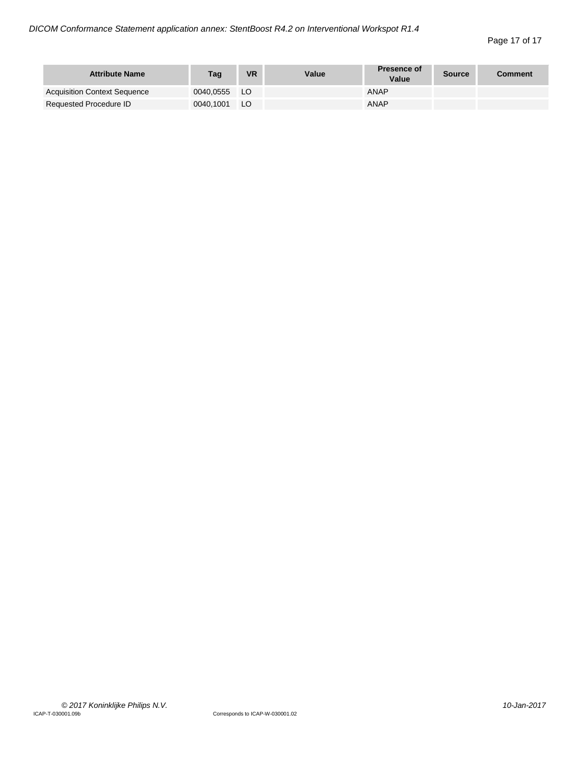| Attribute Name | Tag | VR | Value | Presence of Value | Source | Comment |
|---|---|---|---|---|---|---|
| Acquisition Context Sequence | 0040,0555 | LO | | ANAP | | |
| Requested Procedure ID | 0040,1001 | LO | | ANAP | | |